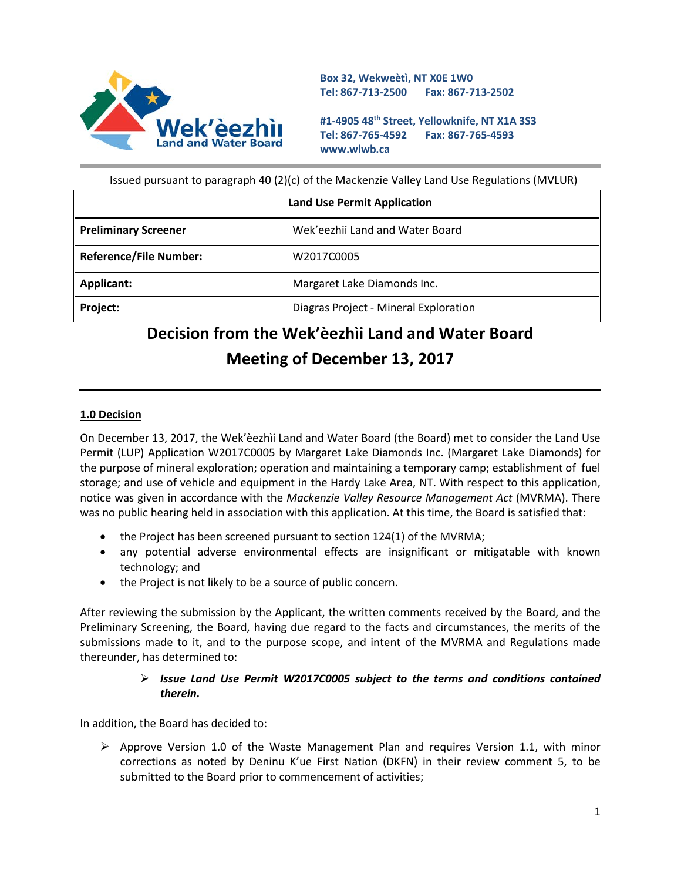Box 32, Wekweètì, NT X0E 1W0
Tel: 867-713-2500 Fax: 867-713-2502

#1-4905 48th Street, Yellowknife, NT X1A 3S3
Tel: 867-765-4592 Fax: 867-765-4593
www.wlwb.ca

Issued pursuant to paragraph 40 (2)(c) of the Mackenzie Valley Land Use Regulations (MVLUR)

| Land Use Permit Application | |
|---|---|
| **Preliminary Screener** | Wek'eezhii Land and Water Board |
| **Reference/File Number:** | W2017C0005 |
| **Applicant:** | Margaret Lake Diamonds Inc. |
| **Project:** | Diagras Project - Mineral Exploration |

# Decision from the Wek'èezhìi Land and Water Board Meeting of December 13, 2017

## 1.0 Decision

On December 13, 2017, the Wek'èezhìi Land and Water Board (the Board) met to consider the Land Use Permit (LUP) Application W2017C0005 by Margaret Lake Diamonds Inc. (Margaret Lake Diamonds) for the purpose of mineral exploration; operation and maintaining a temporary camp; establishment of fuel storage; and use of vehicle and equipment in the Hardy Lake Area, NT. With respect to this application, notice was given in accordance with the *Mackenzie Valley Resource Management Act* (MVRMA). There was no public hearing held in association with this application. At this time, the Board is satisfied that:

- the Project has been screened pursuant to section 124(1) of the MVRMA;
- any potential adverse environmental effects are insignificant or mitigatable with known technology; and
- the Project is not likely to be a source of public concern.

After reviewing the submission by the Applicant, the written comments received by the Board, and the Preliminary Screening, the Board, having due regard to the facts and circumstances, the merits of the submissions made to it, and to the purpose scope, and intent of the MVRMA and Regulations made thereunder, has determined to:

> ➢ ***Issue Land Use Permit W2017C0005 subject to the terms and conditions contained therein.***

In addition, the Board has decided to:

- ➢ Approve Version 1.0 of the Waste Management Plan and requires Version 1.1, with minor corrections as noted by Deninu K'ue First Nation (DKFN) in their review comment 5, to be submitted to the Board prior to commencement of activities;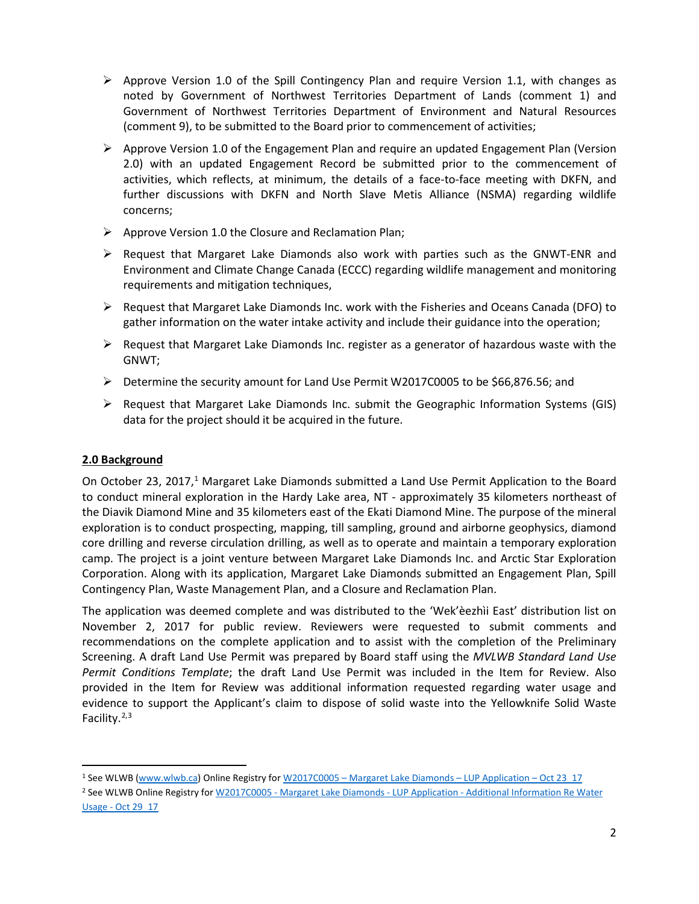- Approve Version 1.0 of the Spill Contingency Plan and require Version 1.1, with changes as noted by Government of Northwest Territories Department of Lands (comment 1) and Government of Northwest Territories Department of Environment and Natural Resources (comment 9), to be submitted to the Board prior to commencement of activities;
- Approve Version 1.0 of the Engagement Plan and require an updated Engagement Plan (Version 2.0) with an updated Engagement Record be submitted prior to the commencement of activities, which reflects, at minimum, the details of a face-to-face meeting with DKFN, and further discussions with DKFN and North Slave Metis Alliance (NSMA) regarding wildlife concerns;
- Approve Version 1.0 the Closure and Reclamation Plan;
- Request that Margaret Lake Diamonds also work with parties such as the GNWT-ENR and Environment and Climate Change Canada (ECCC) regarding wildlife management and monitoring requirements and mitigation techniques,
- Request that Margaret Lake Diamonds Inc. work with the Fisheries and Oceans Canada (DFO) to gather information on the water intake activity and include their guidance into the operation;
- Request that Margaret Lake Diamonds Inc. register as a generator of hazardous waste with the GNWT;
- Determine the security amount for Land Use Permit W2017C0005 to be $66,876.56; and
- Request that Margaret Lake Diamonds Inc. submit the Geographic Information Systems (GIS) data for the project should it be acquired in the future.

## 2.0 Background

On October 23, 2017,[1] Margaret Lake Diamonds submitted a Land Use Permit Application to the Board to conduct mineral exploration in the Hardy Lake area, NT - approximately 35 kilometers northeast of the Diavik Diamond Mine and 35 kilometers east of the Ekati Diamond Mine. The purpose of the mineral exploration is to conduct prospecting, mapping, till sampling, ground and airborne geophysics, diamond core drilling and reverse circulation drilling, as well as to operate and maintain a temporary exploration camp. The project is a joint venture between Margaret Lake Diamonds Inc. and Arctic Star Exploration Corporation. Along with its application, Margaret Lake Diamonds submitted an Engagement Plan, Spill Contingency Plan, Waste Management Plan, and a Closure and Reclamation Plan.

The application was deemed complete and was distributed to the 'Wek'èezhìi East' distribution list on November 2, 2017 for public review. Reviewers were requested to submit comments and recommendations on the complete application and to assist with the completion of the Preliminary Screening. A draft Land Use Permit was prepared by Board staff using the *MVLWB Standard Land Use Permit Conditions Template*; the draft Land Use Permit was included in the Item for Review. Also provided in the Item for Review was additional information requested regarding water usage and evidence to support the Applicant's claim to dispose of solid waste into the Yellowknife Solid Waste Facility.[2,3]

---

[1] See WLWB (www.wlwb.ca) Online Registry for W2017C0005 – Margaret Lake Diamonds – LUP Application – Oct 23_17

[2] See WLWB Online Registry for W2017C0005 - Margaret Lake Diamonds - LUP Application - Additional Information Re Water Usage - Oct 29_17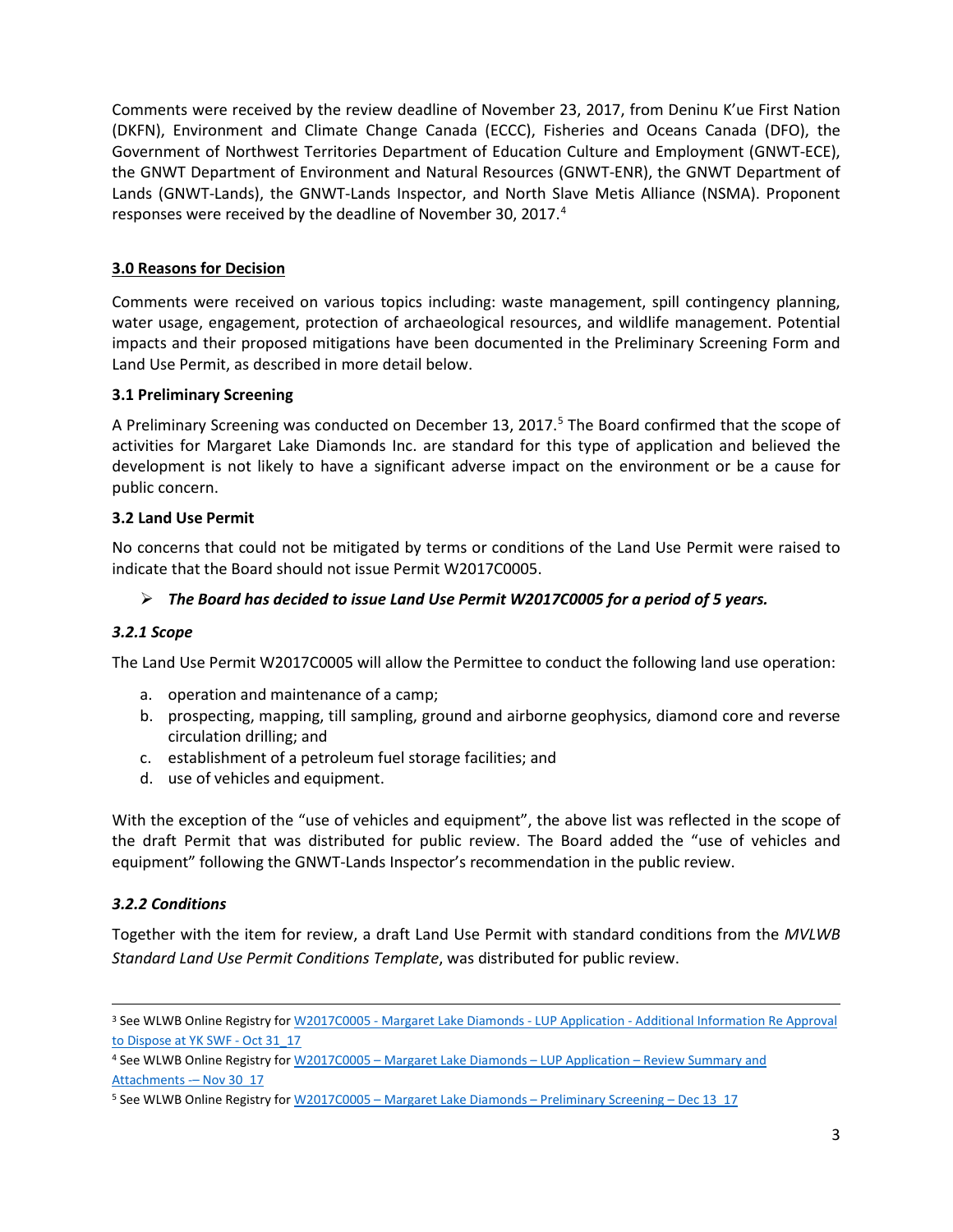Comments were received by the review deadline of November 23, 2017, from Deninu K'ue First Nation (DKFN), Environment and Climate Change Canada (ECCC), Fisheries and Oceans Canada (DFO), the Government of Northwest Territories Department of Education Culture and Employment (GNWT-ECE), the GNWT Department of Environment and Natural Resources (GNWT-ENR), the GNWT Department of Lands (GNWT-Lands), the GNWT-Lands Inspector, and North Slave Metis Alliance (NSMA). Proponent responses were received by the deadline of November 30, 2017.[4]

## 3.0 Reasons for Decision

Comments were received on various topics including: waste management, spill contingency planning, water usage, engagement, protection of archaeological resources, and wildlife management. Potential impacts and their proposed mitigations have been documented in the Preliminary Screening Form and Land Use Permit, as described in more detail below.

### 3.1 Preliminary Screening

A Preliminary Screening was conducted on December 13, 2017.[5] The Board confirmed that the scope of activities for Margaret Lake Diamonds Inc. are standard for this type of application and believed the development is not likely to have a significant adverse impact on the environment or be a cause for public concern.

### 3.2 Land Use Permit

No concerns that could not be mitigated by terms or conditions of the Land Use Permit were raised to indicate that the Board should not issue Permit W2017C0005.

- ***The Board has decided to issue Land Use Permit W2017C0005 for a period of 5 years.***

#### *3.2.1 Scope*

The Land Use Permit W2017C0005 will allow the Permittee to conduct the following land use operation:

a. operation and maintenance of a camp;
b. prospecting, mapping, till sampling, ground and airborne geophysics, diamond core and reverse circulation drilling; and
c. establishment of a petroleum fuel storage facilities; and
d. use of vehicles and equipment.

With the exception of the "use of vehicles and equipment", the above list was reflected in the scope of the draft Permit that was distributed for public review. The Board added the "use of vehicles and equipment" following the GNWT-Lands Inspector's recommendation in the public review.

#### *3.2.2 Conditions*

Together with the item for review, a draft Land Use Permit with standard conditions from the *MVLWB Standard Land Use Permit Conditions Template*, was distributed for public review.

---

[3] See WLWB Online Registry for W2017C0005 - Margaret Lake Diamonds - LUP Application - Additional Information Re Approval to Dispose at YK SWF - Oct 31_17

[4] See WLWB Online Registry for W2017C0005 – Margaret Lake Diamonds – LUP Application – Review Summary and Attachments -– Nov 30_17

[5] See WLWB Online Registry for W2017C0005 – Margaret Lake Diamonds – Preliminary Screening – Dec 13_17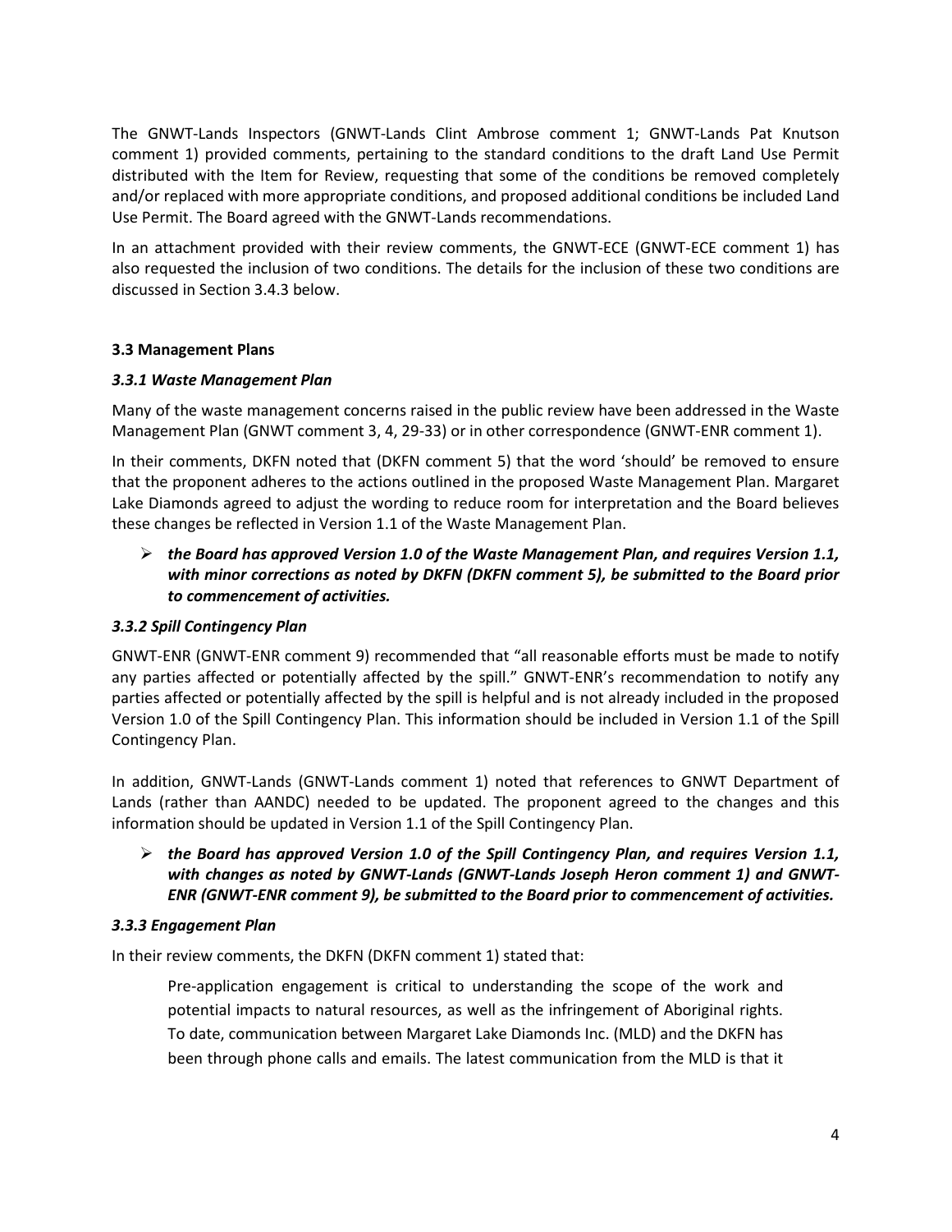The GNWT-Lands Inspectors (GNWT-Lands Clint Ambrose comment 1; GNWT-Lands Pat Knutson comment 1) provided comments, pertaining to the standard conditions to the draft Land Use Permit distributed with the Item for Review, requesting that some of the conditions be removed completely and/or replaced with more appropriate conditions, and proposed additional conditions be included Land Use Permit. The Board agreed with the GNWT-Lands recommendations.

In an attachment provided with their review comments, the GNWT-ECE (GNWT-ECE comment 1) has also requested the inclusion of two conditions. The details for the inclusion of these two conditions are discussed in Section 3.4.3 below.

### 3.3 Management Plans

#### *3.3.1 Waste Management Plan*

Many of the waste management concerns raised in the public review have been addressed in the Waste Management Plan (GNWT comment 3, 4, 29-33) or in other correspondence (GNWT-ENR comment 1).

In their comments, DKFN noted that (DKFN comment 5) that the word 'should' be removed to ensure that the proponent adheres to the actions outlined in the proposed Waste Management Plan. Margaret Lake Diamonds agreed to adjust the wording to reduce room for interpretation and the Board believes these changes be reflected in Version 1.1 of the Waste Management Plan.

- ***the Board has approved Version 1.0 of the Waste Management Plan, and requires Version 1.1, with minor corrections as noted by DKFN (DKFN comment 5), be submitted to the Board prior to commencement of activities.***

#### *3.3.2 Spill Contingency Plan*

GNWT-ENR (GNWT-ENR comment 9) recommended that "all reasonable efforts must be made to notify any parties affected or potentially affected by the spill." GNWT-ENR's recommendation to notify any parties affected or potentially affected by the spill is helpful and is not already included in the proposed Version 1.0 of the Spill Contingency Plan. This information should be included in Version 1.1 of the Spill Contingency Plan.

In addition, GNWT-Lands (GNWT-Lands comment 1) noted that references to GNWT Department of Lands (rather than AANDC) needed to be updated. The proponent agreed to the changes and this information should be updated in Version 1.1 of the Spill Contingency Plan.

- ***the Board has approved Version 1.0 of the Spill Contingency Plan, and requires Version 1.1, with changes as noted by GNWT-Lands (GNWT-Lands Joseph Heron comment 1) and GNWT-ENR (GNWT-ENR comment 9), be submitted to the Board prior to commencement of activities.***

#### *3.3.3 Engagement Plan*

In their review comments, the DKFN (DKFN comment 1) stated that:

> Pre-application engagement is critical to understanding the scope of the work and potential impacts to natural resources, as well as the infringement of Aboriginal rights. To date, communication between Margaret Lake Diamonds Inc. (MLD) and the DKFN has been through phone calls and emails. The latest communication from the MLD is that it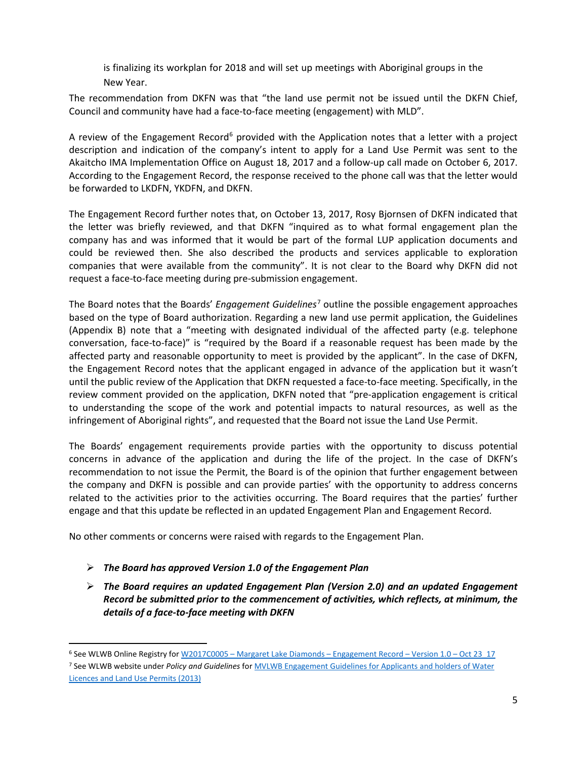is finalizing its workplan for 2018 and will set up meetings with Aboriginal groups in the New Year.

The recommendation from DKFN was that "the land use permit not be issued until the DKFN Chief, Council and community have had a face-to-face meeting (engagement) with MLD".

A review of the Engagement Record[6] provided with the Application notes that a letter with a project description and indication of the company's intent to apply for a Land Use Permit was sent to the Akaitcho IMA Implementation Office on August 18, 2017 and a follow-up call made on October 6, 2017. According to the Engagement Record, the response received to the phone call was that the letter would be forwarded to LKDFN, YKDFN, and DKFN.

The Engagement Record further notes that, on October 13, 2017, Rosy Bjornsen of DKFN indicated that the letter was briefly reviewed, and that DKFN "inquired as to what formal engagement plan the company has and was informed that it would be part of the formal LUP application documents and could be reviewed then. She also described the products and services applicable to exploration companies that were available from the community". It is not clear to the Board why DKFN did not request a face-to-face meeting during pre-submission engagement.

The Board notes that the Boards' *Engagement Guidelines*[7] outline the possible engagement approaches based on the type of Board authorization. Regarding a new land use permit application, the Guidelines (Appendix B) note that a "meeting with designated individual of the affected party (e.g. telephone conversation, face-to-face)" is "required by the Board if a reasonable request has been made by the affected party and reasonable opportunity to meet is provided by the applicant". In the case of DKFN, the Engagement Record notes that the applicant engaged in advance of the application but it wasn't until the public review of the Application that DKFN requested a face-to-face meeting. Specifically, in the review comment provided on the application, DKFN noted that "pre-application engagement is critical to understanding the scope of the work and potential impacts to natural resources, as well as the infringement of Aboriginal rights", and requested that the Board not issue the Land Use Permit.

The Boards' engagement requirements provide parties with the opportunity to discuss potential concerns in advance of the application and during the life of the project. In the case of DKFN's recommendation to not issue the Permit, the Board is of the opinion that further engagement between the company and DKFN is possible and can provide parties' with the opportunity to address concerns related to the activities prior to the activities occurring. The Board requires that the parties' further engage and that this update be reflected in an updated Engagement Plan and Engagement Record.

No other comments or concerns were raised with regards to the Engagement Plan.

- ***The Board has approved Version 1.0 of the Engagement Plan***
- ***The Board requires an updated Engagement Plan (Version 2.0) and an updated Engagement Record be submitted prior to the commencement of activities, which reflects, at minimum, the details of a face-to-face meeting with DKFN***

---

[6] See WLWB Online Registry for W2017C0005 – Margaret Lake Diamonds – Engagement Record – Version 1.0 – Oct 23_17

[7] See WLWB website under *Policy and Guidelines* for MVLWB Engagement Guidelines for Applicants and holders of Water Licences and Land Use Permits (2013)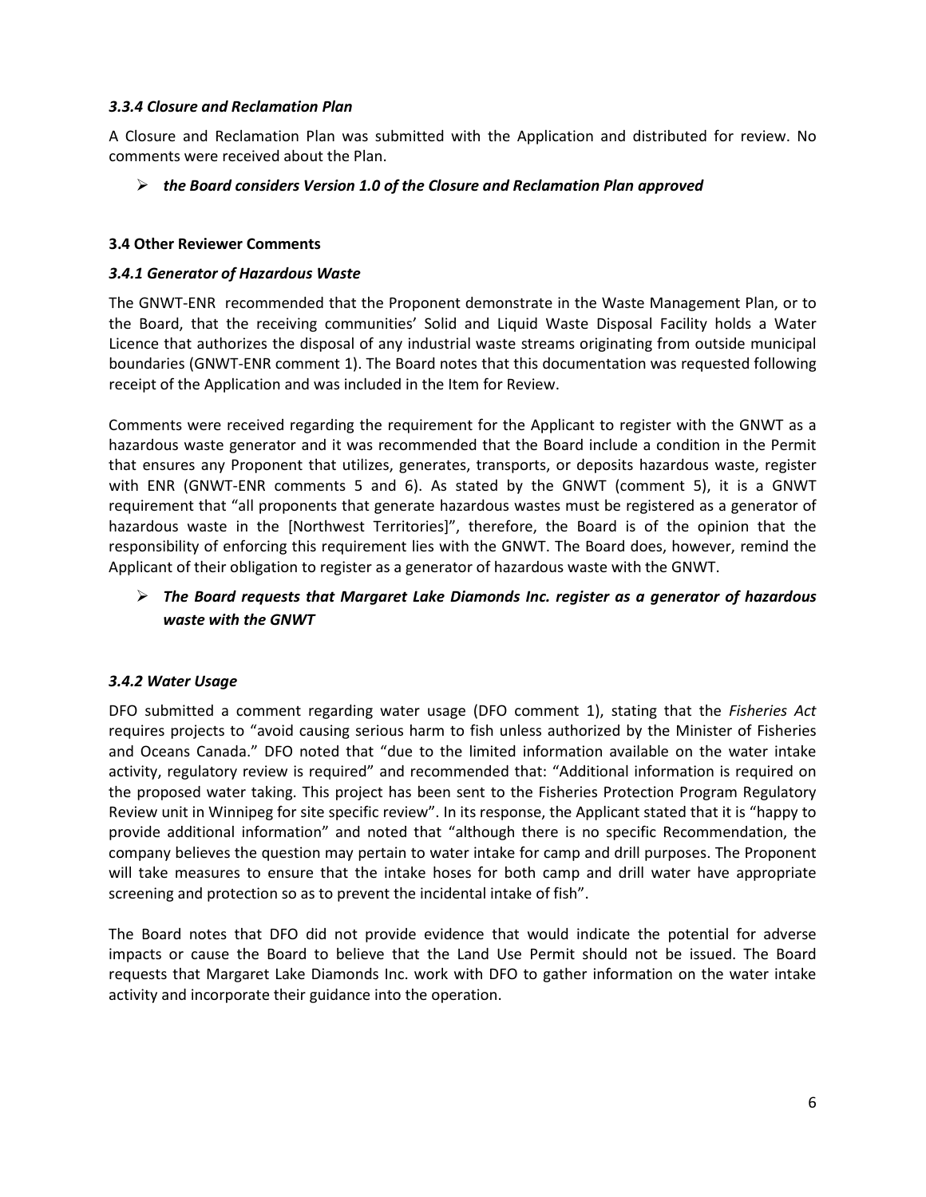#### *3.3.4 Closure and Reclamation Plan*

A Closure and Reclamation Plan was submitted with the Application and distributed for review. No comments were received about the Plan.

- ***the Board considers Version 1.0 of the Closure and Reclamation Plan approved***

### 3.4 Other Reviewer Comments

#### *3.4.1 Generator of Hazardous Waste*

The GNWT-ENR recommended that the Proponent demonstrate in the Waste Management Plan, or to the Board, that the receiving communities' Solid and Liquid Waste Disposal Facility holds a Water Licence that authorizes the disposal of any industrial waste streams originating from outside municipal boundaries (GNWT-ENR comment 1). The Board notes that this documentation was requested following receipt of the Application and was included in the Item for Review.

Comments were received regarding the requirement for the Applicant to register with the GNWT as a hazardous waste generator and it was recommended that the Board include a condition in the Permit that ensures any Proponent that utilizes, generates, transports, or deposits hazardous waste, register with ENR (GNWT-ENR comments 5 and 6). As stated by the GNWT (comment 5), it is a GNWT requirement that "all proponents that generate hazardous wastes must be registered as a generator of hazardous waste in the [Northwest Territories]", therefore, the Board is of the opinion that the responsibility of enforcing this requirement lies with the GNWT. The Board does, however, remind the Applicant of their obligation to register as a generator of hazardous waste with the GNWT.

- ***The Board requests that Margaret Lake Diamonds Inc. register as a generator of hazardous waste with the GNWT***

#### *3.4.2 Water Usage*

DFO submitted a comment regarding water usage (DFO comment 1), stating that the *Fisheries Act* requires projects to "avoid causing serious harm to fish unless authorized by the Minister of Fisheries and Oceans Canada." DFO noted that "due to the limited information available on the water intake activity, regulatory review is required" and recommended that: "Additional information is required on the proposed water taking. This project has been sent to the Fisheries Protection Program Regulatory Review unit in Winnipeg for site specific review". In its response, the Applicant stated that it is "happy to provide additional information" and noted that "although there is no specific Recommendation, the company believes the question may pertain to water intake for camp and drill purposes. The Proponent will take measures to ensure that the intake hoses for both camp and drill water have appropriate screening and protection so as to prevent the incidental intake of fish".

The Board notes that DFO did not provide evidence that would indicate the potential for adverse impacts or cause the Board to believe that the Land Use Permit should not be issued. The Board requests that Margaret Lake Diamonds Inc. work with DFO to gather information on the water intake activity and incorporate their guidance into the operation.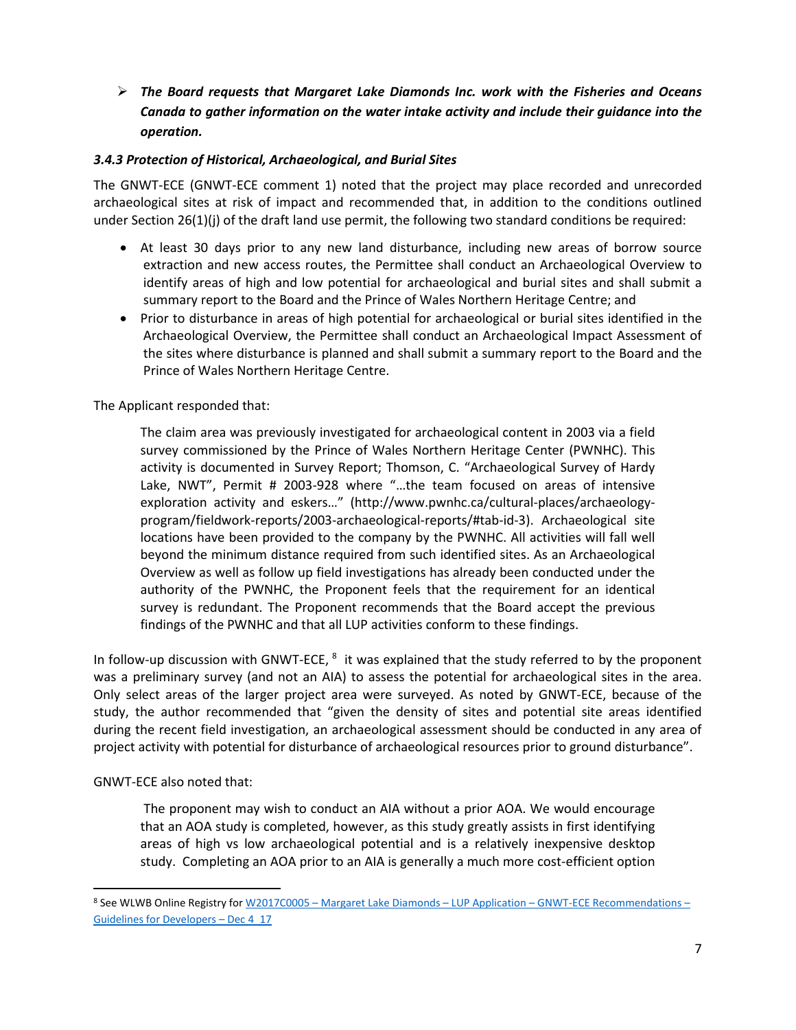- ***The Board requests that Margaret Lake Diamonds Inc. work with the Fisheries and Oceans Canada to gather information on the water intake activity and include their guidance into the operation.***

### *3.4.3 Protection of Historical, Archaeological, and Burial Sites*

The GNWT-ECE (GNWT-ECE comment 1) noted that the project may place recorded and unrecorded archaeological sites at risk of impact and recommended that, in addition to the conditions outlined under Section 26(1)(j) of the draft land use permit, the following two standard conditions be required:

- At least 30 days prior to any new land disturbance, including new areas of borrow source extraction and new access routes, the Permittee shall conduct an Archaeological Overview to identify areas of high and low potential for archaeological and burial sites and shall submit a summary report to the Board and the Prince of Wales Northern Heritage Centre; and
- Prior to disturbance in areas of high potential for archaeological or burial sites identified in the Archaeological Overview, the Permittee shall conduct an Archaeological Impact Assessment of the sites where disturbance is planned and shall submit a summary report to the Board and the Prince of Wales Northern Heritage Centre.

The Applicant responded that:

> The claim area was previously investigated for archaeological content in 2003 via a field survey commissioned by the Prince of Wales Northern Heritage Center (PWNHC). This activity is documented in Survey Report; Thomson, C. "Archaeological Survey of Hardy Lake, NWT", Permit # 2003-928 where "…the team focused on areas of intensive exploration activity and eskers…" (http://www.pwnhc.ca/cultural-places/archaeology-program/fieldwork-reports/2003-archaeological-reports/#tab-id-3). Archaeological site locations have been provided to the company by the PWNHC. All activities will fall well beyond the minimum distance required from such identified sites. As an Archaeological Overview as well as follow up field investigations has already been conducted under the authority of the PWNHC, the Proponent feels that the requirement for an identical survey is redundant. The Proponent recommends that the Board accept the previous findings of the PWNHC and that all LUP activities conform to these findings.

In follow-up discussion with GNWT-ECE,[8] it was explained that the study referred to by the proponent was a preliminary survey (and not an AIA) to assess the potential for archaeological sites in the area. Only select areas of the larger project area were surveyed. As noted by GNWT-ECE, because of the study, the author recommended that "given the density of sites and potential site areas identified during the recent field investigation, an archaeological assessment should be conducted in any area of project activity with potential for disturbance of archaeological resources prior to ground disturbance".

GNWT-ECE also noted that:

> The proponent may wish to conduct an AIA without a prior AOA. We would encourage that an AOA study is completed, however, as this study greatly assists in first identifying areas of high vs low archaeological potential and is a relatively inexpensive desktop study. Completing an AOA prior to an AIA is generally a much more cost-efficient option

---

[8] See WLWB Online Registry for W2017C0005 – Margaret Lake Diamonds – LUP Application – GNWT-ECE Recommendations – Guidelines for Developers – Dec 4_17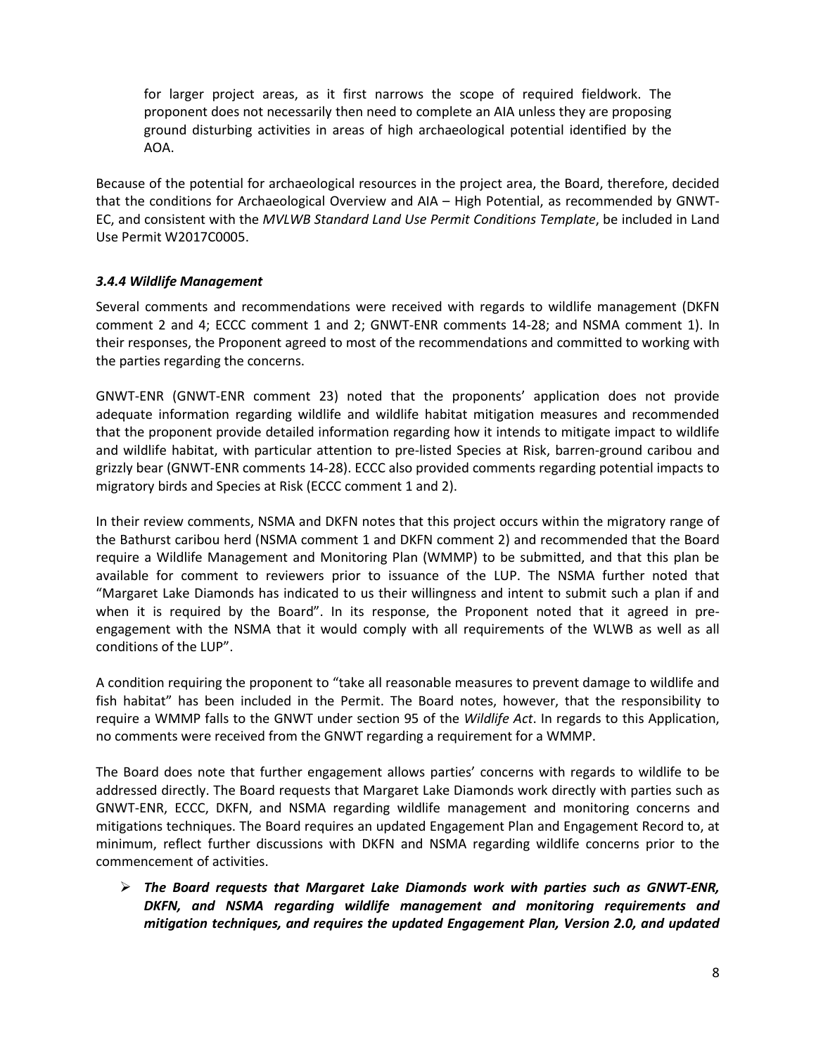for larger project areas, as it first narrows the scope of required fieldwork. The proponent does not necessarily then need to complete an AIA unless they are proposing ground disturbing activities in areas of high archaeological potential identified by the AOA.

Because of the potential for archaeological resources in the project area, the Board, therefore, decided that the conditions for Archaeological Overview and AIA – High Potential, as recommended by GNWT-EC, and consistent with the *MVLWB Standard Land Use Permit Conditions Template*, be included in Land Use Permit W2017C0005.

### *3.4.4 Wildlife Management*

Several comments and recommendations were received with regards to wildlife management (DKFN comment 2 and 4; ECCC comment 1 and 2; GNWT-ENR comments 14-28; and NSMA comment 1). In their responses, the Proponent agreed to most of the recommendations and committed to working with the parties regarding the concerns.

GNWT-ENR (GNWT-ENR comment 23) noted that the proponents' application does not provide adequate information regarding wildlife and wildlife habitat mitigation measures and recommended that the proponent provide detailed information regarding how it intends to mitigate impact to wildlife and wildlife habitat, with particular attention to pre-listed Species at Risk, barren-ground caribou and grizzly bear (GNWT-ENR comments 14-28). ECCC also provided comments regarding potential impacts to migratory birds and Species at Risk (ECCC comment 1 and 2).

In their review comments, NSMA and DKFN notes that this project occurs within the migratory range of the Bathurst caribou herd (NSMA comment 1 and DKFN comment 2) and recommended that the Board require a Wildlife Management and Monitoring Plan (WMMP) to be submitted, and that this plan be available for comment to reviewers prior to issuance of the LUP. The NSMA further noted that "Margaret Lake Diamonds has indicated to us their willingness and intent to submit such a plan if and when it is required by the Board". In its response, the Proponent noted that it agreed in pre-engagement with the NSMA that it would comply with all requirements of the WLWB as well as all conditions of the LUP".

A condition requiring the proponent to "take all reasonable measures to prevent damage to wildlife and fish habitat" has been included in the Permit. The Board notes, however, that the responsibility to require a WMMP falls to the GNWT under section 95 of the *Wildlife Act*. In regards to this Application, no comments were received from the GNWT regarding a requirement for a WMMP.

The Board does note that further engagement allows parties' concerns with regards to wildlife to be addressed directly. The Board requests that Margaret Lake Diamonds work directly with parties such as GNWT-ENR, ECCC, DKFN, and NSMA regarding wildlife management and monitoring concerns and mitigations techniques. The Board requires an updated Engagement Plan and Engagement Record to, at minimum, reflect further discussions with DKFN and NSMA regarding wildlife concerns prior to the commencement of activities.

- ***The Board requests that Margaret Lake Diamonds work with parties such as GNWT-ENR, DKFN, and NSMA regarding wildlife management and monitoring requirements and mitigation techniques, and requires the updated Engagement Plan, Version 2.0, and updated***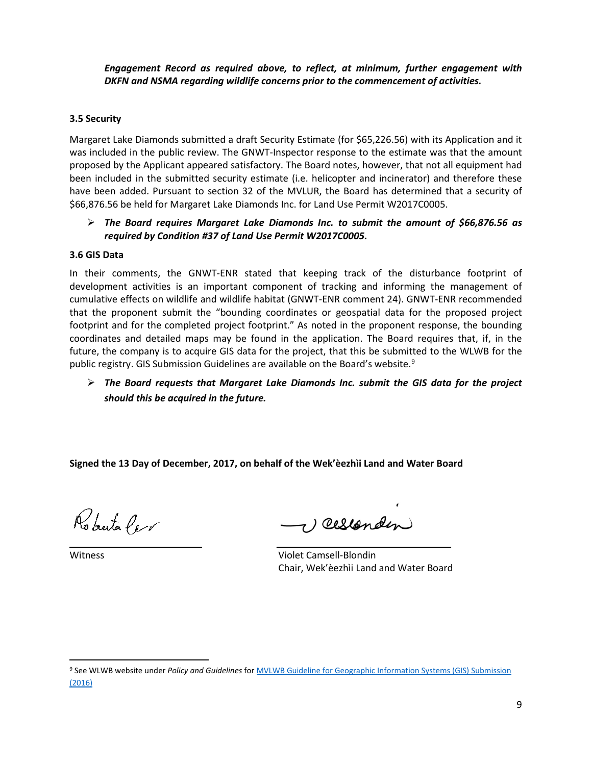*Engagement Record as required above, to reflect, at minimum, further engagement with DKFN and NSMA regarding wildlife concerns prior to the commencement of activities.*

**3.5 Security**

Margaret Lake Diamonds submitted a draft Security Estimate (for $65,226.56) with its Application and it was included in the public review. The GNWT-Inspector response to the estimate was that the amount proposed by the Applicant appeared satisfactory. The Board notes, however, that not all equipment had been included in the submitted security estimate (i.e. helicopter and incinerator) and therefore these have been added. Pursuant to section 32 of the MVLUR, the Board has determined that a security of $66,876.56 be held for Margaret Lake Diamonds Inc. for Land Use Permit W2017C0005.

- ***The Board requires Margaret Lake Diamonds Inc. to submit the amount of $66,876.56 as required by Condition #37 of Land Use Permit W2017C0005.***

**3.6 GIS Data**

In their comments, the GNWT-ENR stated that keeping track of the disturbance footprint of development activities is an important component of tracking and informing the management of cumulative effects on wildlife and wildlife habitat (GNWT-ENR comment 24). GNWT-ENR recommended that the proponent submit the "bounding coordinates or geospatial data for the proposed project footprint and for the completed project footprint." As noted in the proponent response, the bounding coordinates and detailed maps may be found in the application. The Board requires that, if, in the future, the company is to acquire GIS data for the project, that this be submitted to the WLWB for the public registry. GIS Submission Guidelines are available on the Board's website.[9]

- ***The Board requests that Margaret Lake Diamonds Inc. submit the GIS data for the project should this be acquired in the future.***

**Signed the 13 Day of December, 2017, on behalf of the Wek'èezhìi Land and Water Board**

Witness

Violet Camsell-Blondin
Chair, Wek'èezhìi Land and Water Board

[9] See WLWB website under *Policy and Guidelines* for MVLWB Guideline for Geographic Information Systems (GIS) Submission (2016)